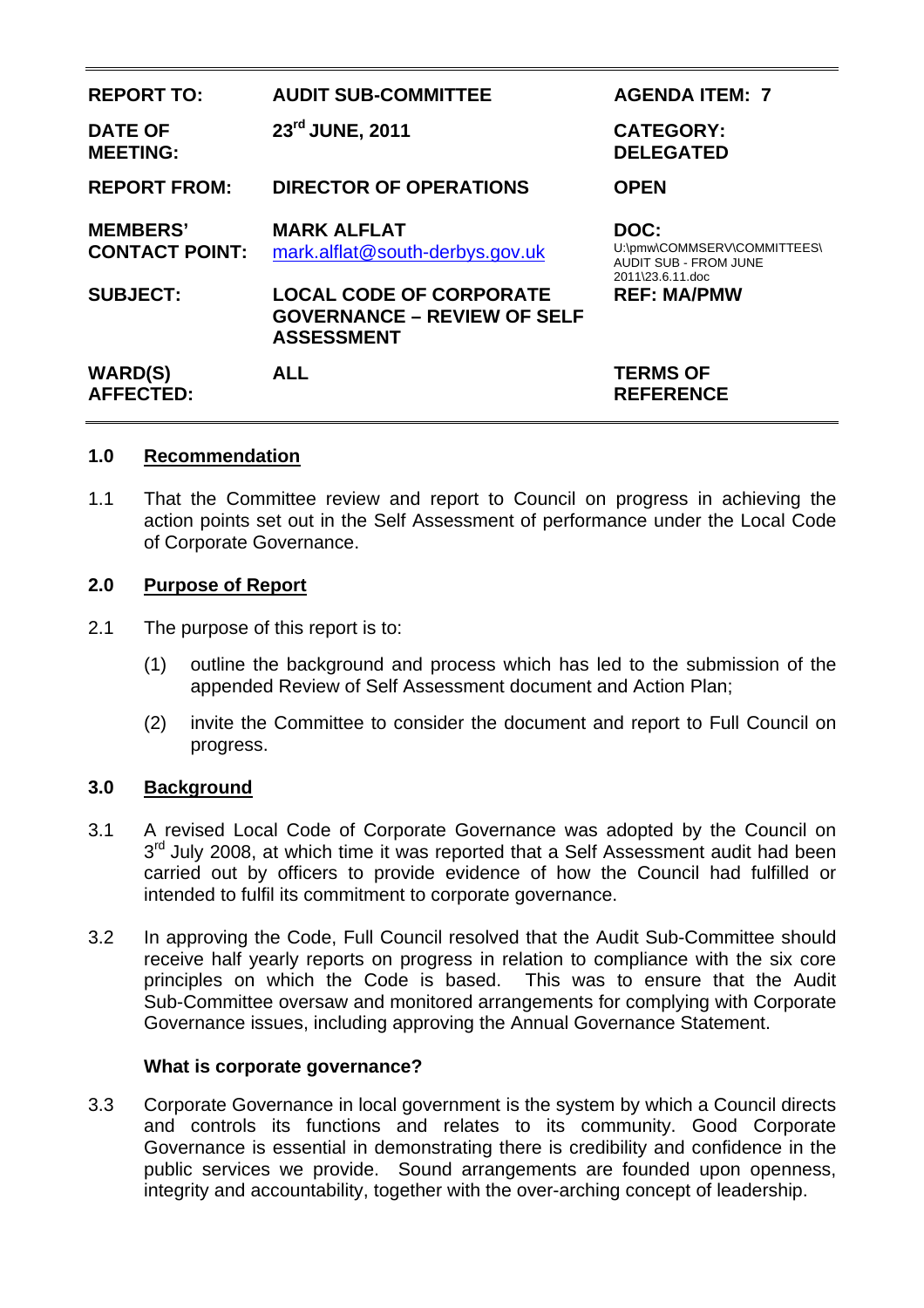| | | |
|---|---|---|
| **REPORT TO:** | **AUDIT SUB-COMMITTEE** | **AGENDA ITEM: 7** |
| **DATE OF MEETING:** | **23rd JUNE, 2011** | **CATEGORY: DELEGATED** |
| **REPORT FROM:** | **DIRECTOR OF OPERATIONS** | **OPEN** |
| **MEMBERS' CONTACT POINT:** | **MARK ALFLAT** mark.alflat@south-derbys.gov.uk | **DOC:** U:\pmw\COMMSERV\COMMITTEES\ AUDIT SUB - FROM JUNE 2011\23.6.11.doc |
| **SUBJECT:** | **LOCAL CODE OF CORPORATE GOVERNANCE – REVIEW OF SELF ASSESSMENT** | **REF: MA/PMW** |
| **WARD(S) AFFECTED:** | **ALL** | **TERMS OF REFERENCE** |

## 1.0 Recommendation

1.1 That the Committee review and report to Council on progress in achieving the action points set out in the Self Assessment of performance under the Local Code of Corporate Governance.

## 2.0 Purpose of Report

2.1 The purpose of this report is to:

(1) outline the background and process which has led to the submission of the appended Review of Self Assessment document and Action Plan;

(2) invite the Committee to consider the document and report to Full Council on progress.

## 3.0 Background

3.1 A revised Local Code of Corporate Governance was adopted by the Council on 3rd July 2008, at which time it was reported that a Self Assessment audit had been carried out by officers to provide evidence of how the Council had fulfilled or intended to fulfil its commitment to corporate governance.

3.2 In approving the Code, Full Council resolved that the Audit Sub-Committee should receive half yearly reports on progress in relation to compliance with the six core principles on which the Code is based. This was to ensure that the Audit Sub-Committee oversaw and monitored arrangements for complying with Corporate Governance issues, including approving the Annual Governance Statement.

**What is corporate governance?**

3.3 Corporate Governance in local government is the system by which a Council directs and controls its functions and relates to its community. Good Corporate Governance is essential in demonstrating there is credibility and confidence in the public services we provide. Sound arrangements are founded upon openness, integrity and accountability, together with the over-arching concept of leadership.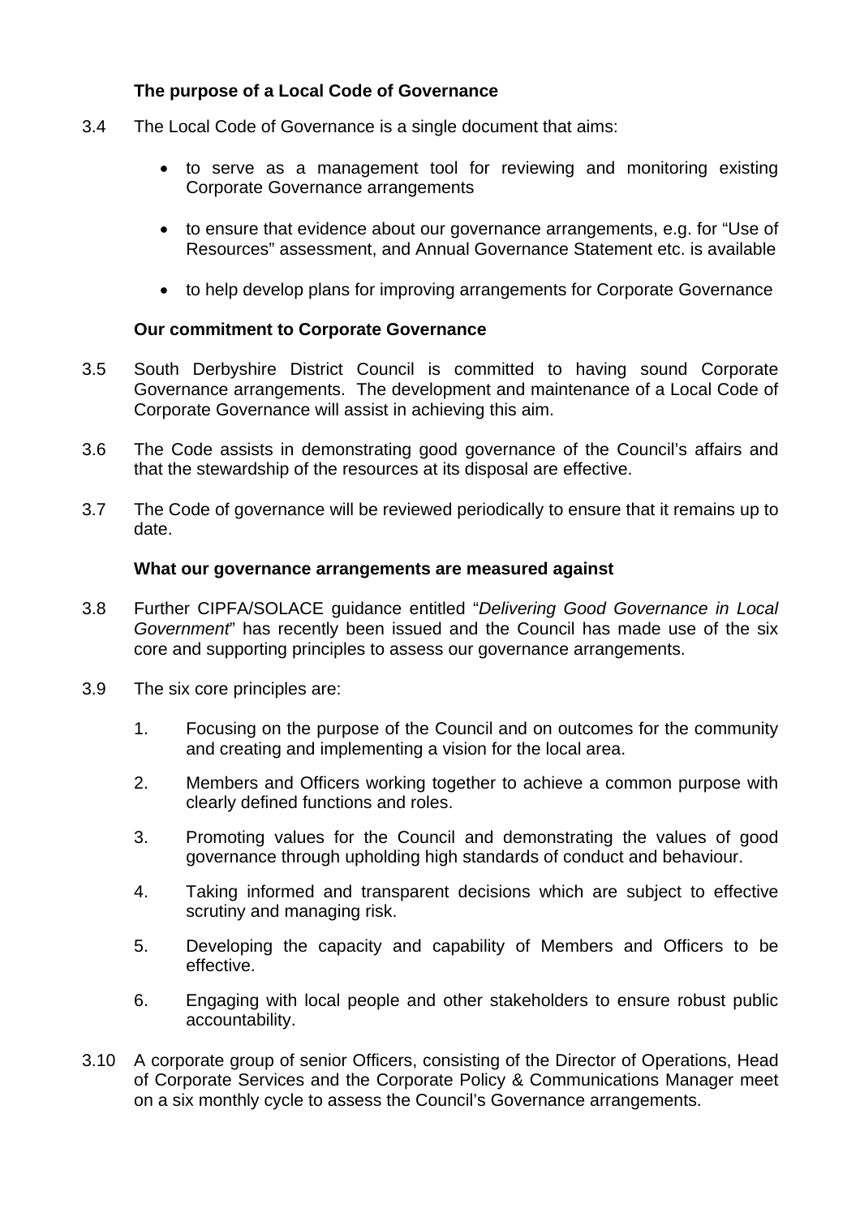### The purpose of a Local Code of Governance

3.4 The Local Code of Governance is a single document that aims:

- to serve as a management tool for reviewing and monitoring existing Corporate Governance arrangements
- to ensure that evidence about our governance arrangements, e.g. for "Use of Resources" assessment, and Annual Governance Statement etc. is available
- to help develop plans for improving arrangements for Corporate Governance

### Our commitment to Corporate Governance

3.5 South Derbyshire District Council is committed to having sound Corporate Governance arrangements. The development and maintenance of a Local Code of Corporate Governance will assist in achieving this aim.

3.6 The Code assists in demonstrating good governance of the Council's affairs and that the stewardship of the resources at its disposal are effective.

3.7 The Code of governance will be reviewed periodically to ensure that it remains up to date.

### What our governance arrangements are measured against

3.8 Further CIPFA/SOLACE guidance entitled "*Delivering Good Governance in Local Government*" has recently been issued and the Council has made use of the six core and supporting principles to assess our governance arrangements.

3.9 The six core principles are:

1. Focusing on the purpose of the Council and on outcomes for the community and creating and implementing a vision for the local area.
2. Members and Officers working together to achieve a common purpose with clearly defined functions and roles.
3. Promoting values for the Council and demonstrating the values of good governance through upholding high standards of conduct and behaviour.
4. Taking informed and transparent decisions which are subject to effective scrutiny and managing risk.
5. Developing the capacity and capability of Members and Officers to be effective.
6. Engaging with local people and other stakeholders to ensure robust public accountability.

3.10 A corporate group of senior Officers, consisting of the Director of Operations, Head of Corporate Services and the Corporate Policy & Communications Manager meet on a six monthly cycle to assess the Council's Governance arrangements.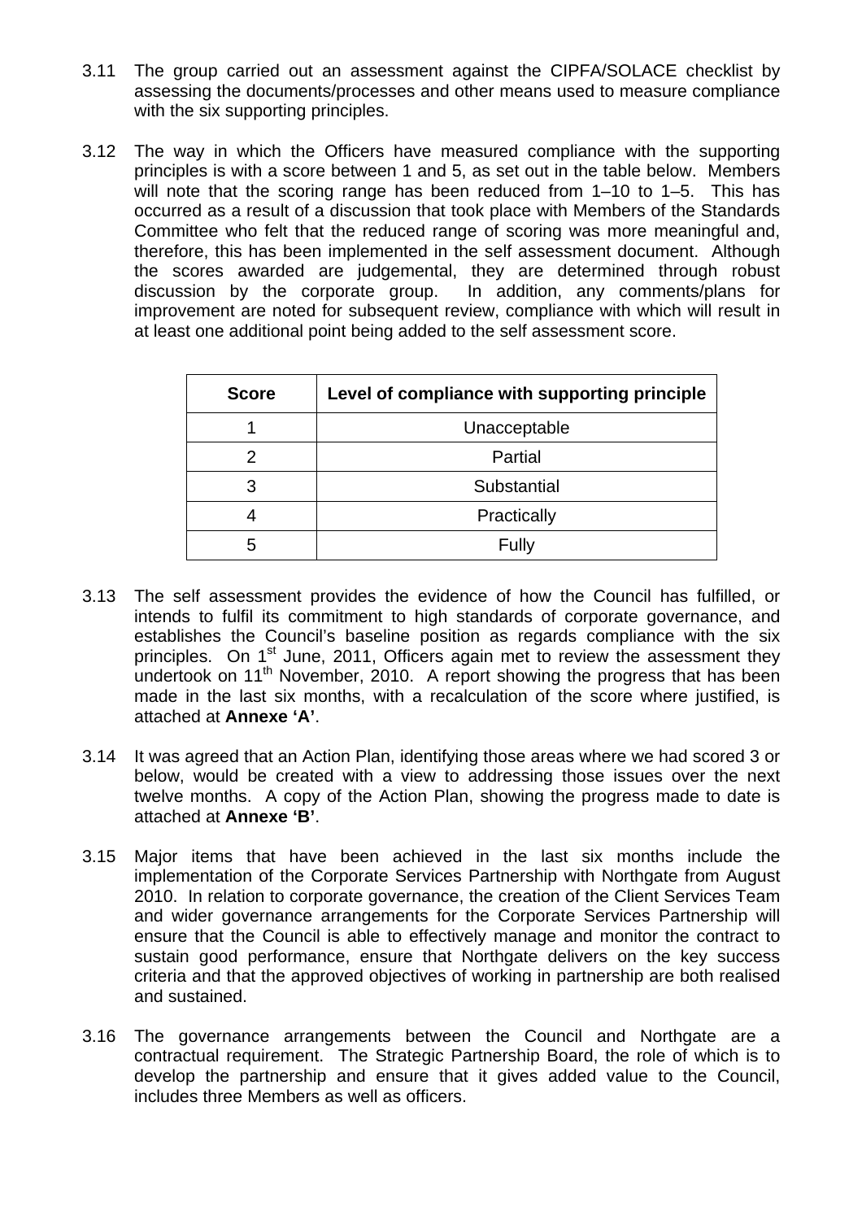3.11 The group carried out an assessment against the CIPFA/SOLACE checklist by assessing the documents/processes and other means used to measure compliance with the six supporting principles.

3.12 The way in which the Officers have measured compliance with the supporting principles is with a score between 1 and 5, as set out in the table below. Members will note that the scoring range has been reduced from 1–10 to 1–5. This has occurred as a result of a discussion that took place with Members of the Standards Committee who felt that the reduced range of scoring was more meaningful and, therefore, this has been implemented in the self assessment document. Although the scores awarded are judgemental, they are determined through robust discussion by the corporate group. In addition, any comments/plans for improvement are noted for subsequent review, compliance with which will result in at least one additional point being added to the self assessment score.

| Score | Level of compliance with supporting principle |
|---|---|
| 1 | Unacceptable |
| 2 | Partial |
| 3 | Substantial |
| 4 | Practically |
| 5 | Fully |

3.13 The self assessment provides the evidence of how the Council has fulfilled, or intends to fulfil its commitment to high standards of corporate governance, and establishes the Council's baseline position as regards compliance with the six principles. On 1st June, 2011, Officers again met to review the assessment they undertook on 11th November, 2010. A report showing the progress that has been made in the last six months, with a recalculation of the score where justified, is attached at **Annexe 'A'**.

3.14 It was agreed that an Action Plan, identifying those areas where we had scored 3 or below, would be created with a view to addressing those issues over the next twelve months. A copy of the Action Plan, showing the progress made to date is attached at **Annexe 'B'**.

3.15 Major items that have been achieved in the last six months include the implementation of the Corporate Services Partnership with Northgate from August 2010. In relation to corporate governance, the creation of the Client Services Team and wider governance arrangements for the Corporate Services Partnership will ensure that the Council is able to effectively manage and monitor the contract to sustain good performance, ensure that Northgate delivers on the key success criteria and that the approved objectives of working in partnership are both realised and sustained.

3.16 The governance arrangements between the Council and Northgate are a contractual requirement. The Strategic Partnership Board, the role of which is to develop the partnership and ensure that it gives added value to the Council, includes three Members as well as officers.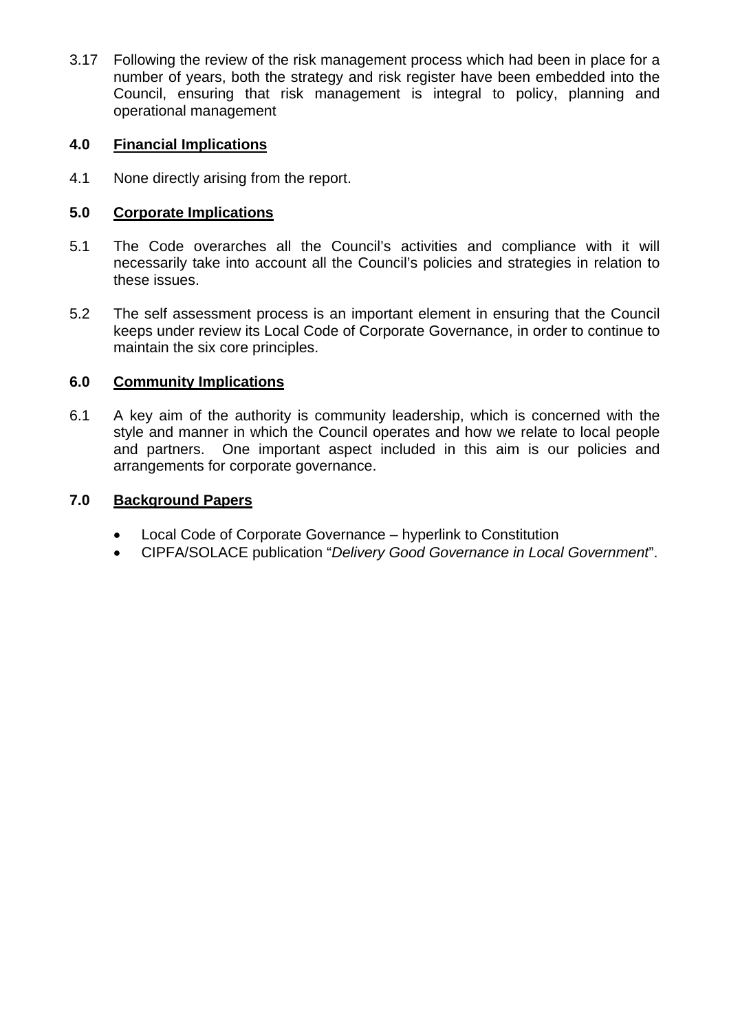3.17 Following the review of the risk management process which had been in place for a number of years, both the strategy and risk register have been embedded into the Council, ensuring that risk management is integral to policy, planning and operational management

## 4.0 Financial Implications

4.1 None directly arising from the report.

## 5.0 Corporate Implications

5.1 The Code overarches all the Council's activities and compliance with it will necessarily take into account all the Council's policies and strategies in relation to these issues.

5.2 The self assessment process is an important element in ensuring that the Council keeps under review its Local Code of Corporate Governance, in order to continue to maintain the six core principles.

## 6.0 Community Implications

6.1 A key aim of the authority is community leadership, which is concerned with the style and manner in which the Council operates and how we relate to local people and partners. One important aspect included in this aim is our policies and arrangements for corporate governance.

## 7.0 Background Papers

- Local Code of Corporate Governance – hyperlink to Constitution
- CIPFA/SOLACE publication "*Delivery Good Governance in Local Government*".